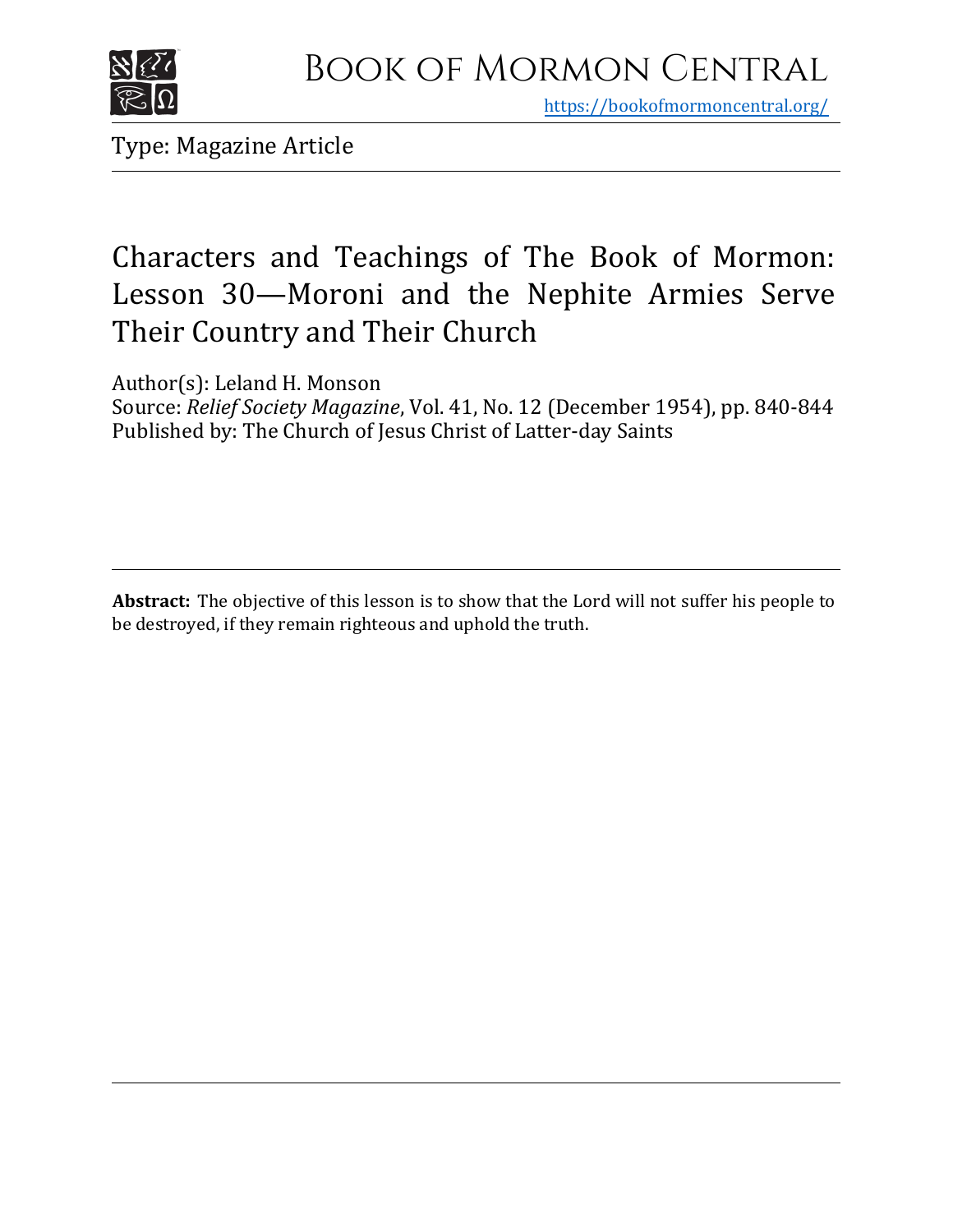Book of Mormon Central

https://bookofmormoncentral.org/

Type: Magazine Article

# Characters and Teachings of The Book of Mormon: Lesson 30—Moroni and the Nephite Armies Serve Their Country and Their Church

Author(s): Leland H. Monson

Source: *Relief Society Magazine*, Vol. 41, No. 12 (December 1954), pp. 840-844

Published by: The Church of Jesus Christ of Latter-day Saints

**Abstract:** The objective of this lesson is to show that the Lord will not suffer his people to be destroyed, if they remain righteous and uphold the truth.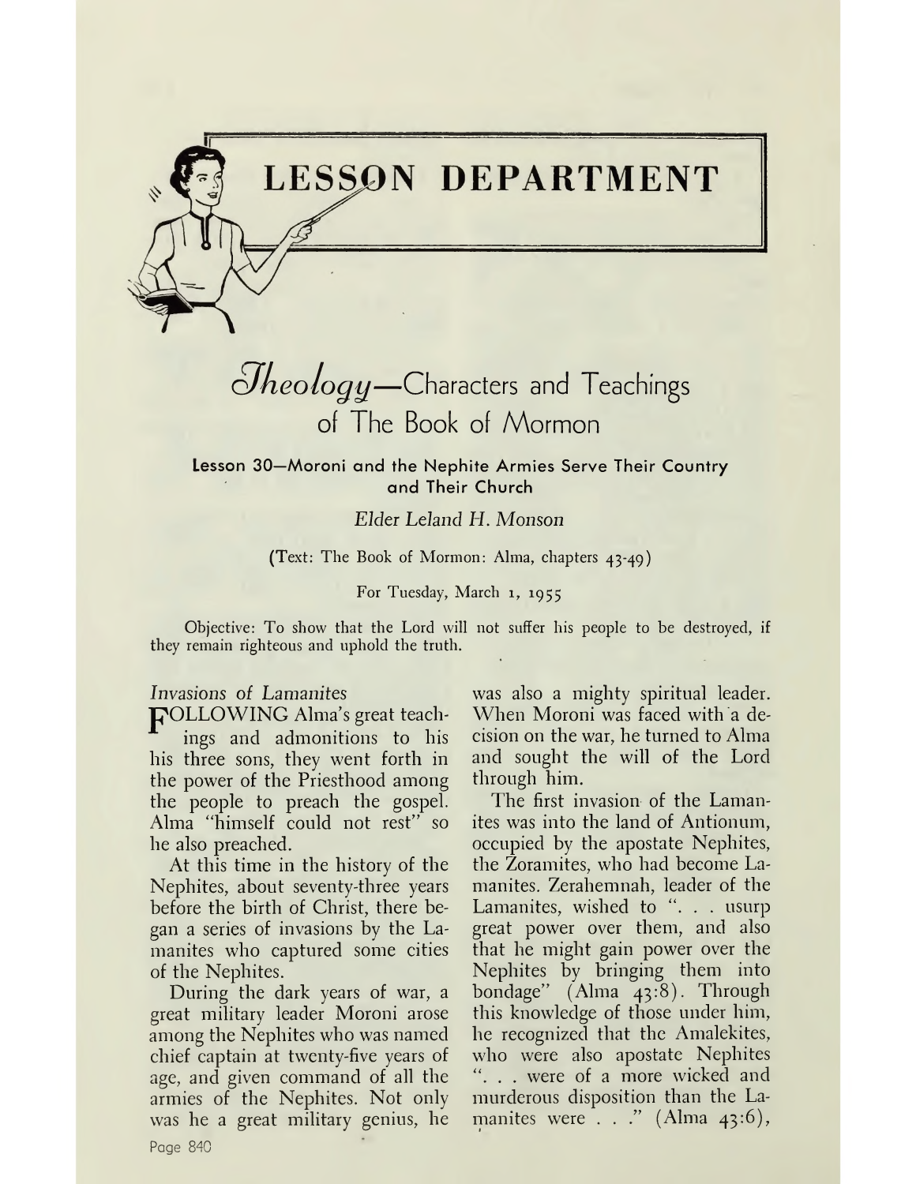# LESSON DEPARTMENT

## *Theology*—Characters and Teachings of The Book of Mormon

### Lesson 30—Moroni and the Nephite Armies Serve Their Country and Their Church

*Elder Leland H. Monson*

(Text: The Book of Mormon: Alma, chapters 43-49)

For Tuesday, March 1, 1955

Objective: To show that the Lord will not suffer his people to be destroyed, if they remain righteous and uphold the truth.

*Invasions of Lamanites*

FOLLOWING Alma's great teachings and admonitions to his his three sons, they went forth in the power of the Priesthood among the people to preach the gospel. Alma "himself could not rest" so he also preached.

At this time in the history of the Nephites, about seventy-three years before the birth of Christ, there began a series of invasions by the Lamanites who captured some cities of the Nephites.

During the dark years of war, a great military leader Moroni arose among the Nephites who was named chief captain at twenty-five years of age, and given command of all the armies of the Nephites. Not only was he a great military genius, he was also a mighty spiritual leader. When Moroni was faced with a decision on the war, he turned to Alma and sought the will of the Lord through him.

The first invasion of the Lamanites was into the land of Antionum, occupied by the apostate Nephites, the Zoramites, who had become Lamanites. Zerahemnah, leader of the Lamanites, wished to ". . . usurp great power over them, and also that he might gain power over the Nephites by bringing them into bondage" (Alma 43:8). Through this knowledge of those under him, he recognized that the Amalekites, who were also apostate Nephites ". . . were of a more wicked and murderous disposition than the Lamanites were . . ." (Alma 43:6),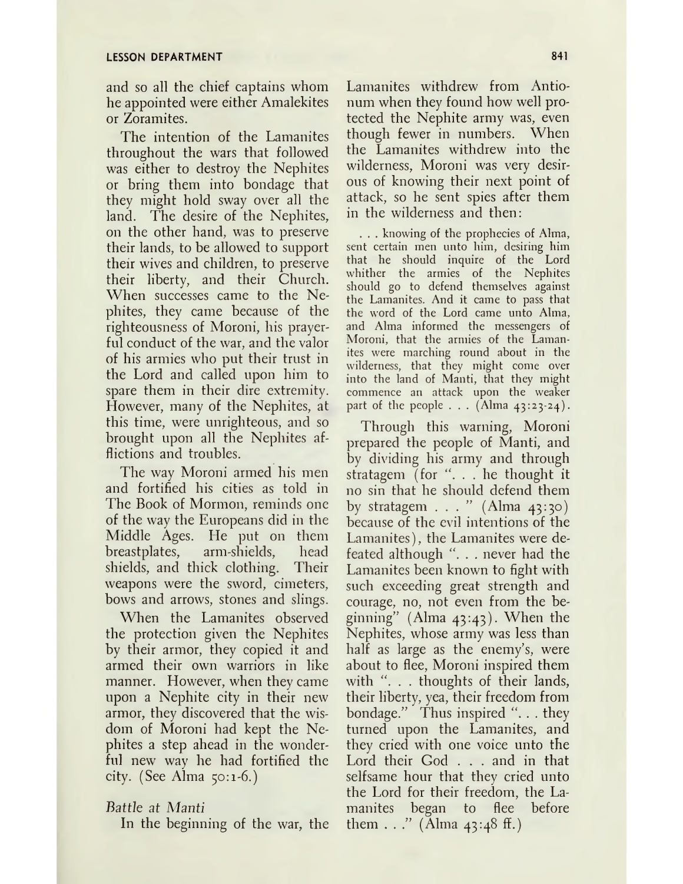and so all the chief captains whom he appointed were either Amalekites or Zoramites.

The intention of the Lamanites throughout the wars that followed was either to destroy the Nephites or bring them into bondage that they might hold sway over all the land. The desire of the Nephites, on the other hand, was to preserve their lands, to be allowed to support their wives and children, to preserve their liberty, and their Church. When successes came to the Nephites, they came because of the righteousness of Moroni, his prayerful conduct of the war, and the valor of his armies who put their trust in the Lord and called upon him to spare them in their dire extremity. However, many of the Nephites, at this time, were unrighteous, and so brought upon all the Nephites afflictions and troubles.

The way Moroni armed his men and fortified his cities as told in The Book of Mormon, reminds one of the way the Europeans did in the Middle Ages. He put on them breastplates, arm-shields, head shields, and thick clothing. Their weapons were the sword, cimeters, bows and arrows, stones and slings.

When the Lamanites observed the protection given the Nephites by their armor, they copied it and armed their own warriors in like manner. However, when they came upon a Nephite city in their new armor, they discovered that the wisdom of Moroni had kept the Nephites a step ahead in the wonderful new way he had fortified the city. (See Alma 50:1-6.)

*Battle at Manti*

In the beginning of the war, the Lamanites withdrew from Antionum when they found how well protected the Nephite army was, even though fewer in numbers. When the Lamanites withdrew into the wilderness, Moroni was very desirous of knowing their next point of attack, so he sent spies after them in the wilderness and then:

> . . . knowing of the prophecies of Alma, sent certain men unto him, desiring him that he should inquire of the Lord whither the armies of the Nephites should go to defend themselves against the Lamanites. And it came to pass that the word of the Lord came unto Alma, and Alma informed the messengers of Moroni, that the armies of the Lamanites were marching round about in the wilderness, that they might come over into the land of Manti, that they might commence an attack upon the weaker part of the people . . . (Alma 43:23-24).

Through this warning, Moroni prepared the people of Manti, and by dividing his army and through stratagem (for ". . . he thought it no sin that he should defend them by stratagem . . . " (Alma 43:30) because of the evil intentions of the Lamanites), the Lamanites were defeated although ". . . never had the Lamanites been known to fight with such exceeding great strength and courage, no, not even from the beginning" (Alma 43:43). When the Nephites, whose army was less than half as large as the enemy's, were about to flee, Moroni inspired them with ". . . thoughts of their lands, their liberty, yea, their freedom from bondage." Thus inspired ". . . they turned upon the Lamanites, and they cried with one voice unto the Lord their God . . . and in that selfsame hour that they cried unto the Lord for their freedom, the Lamanites began to flee before them . . ." (Alma 43:48 ff.)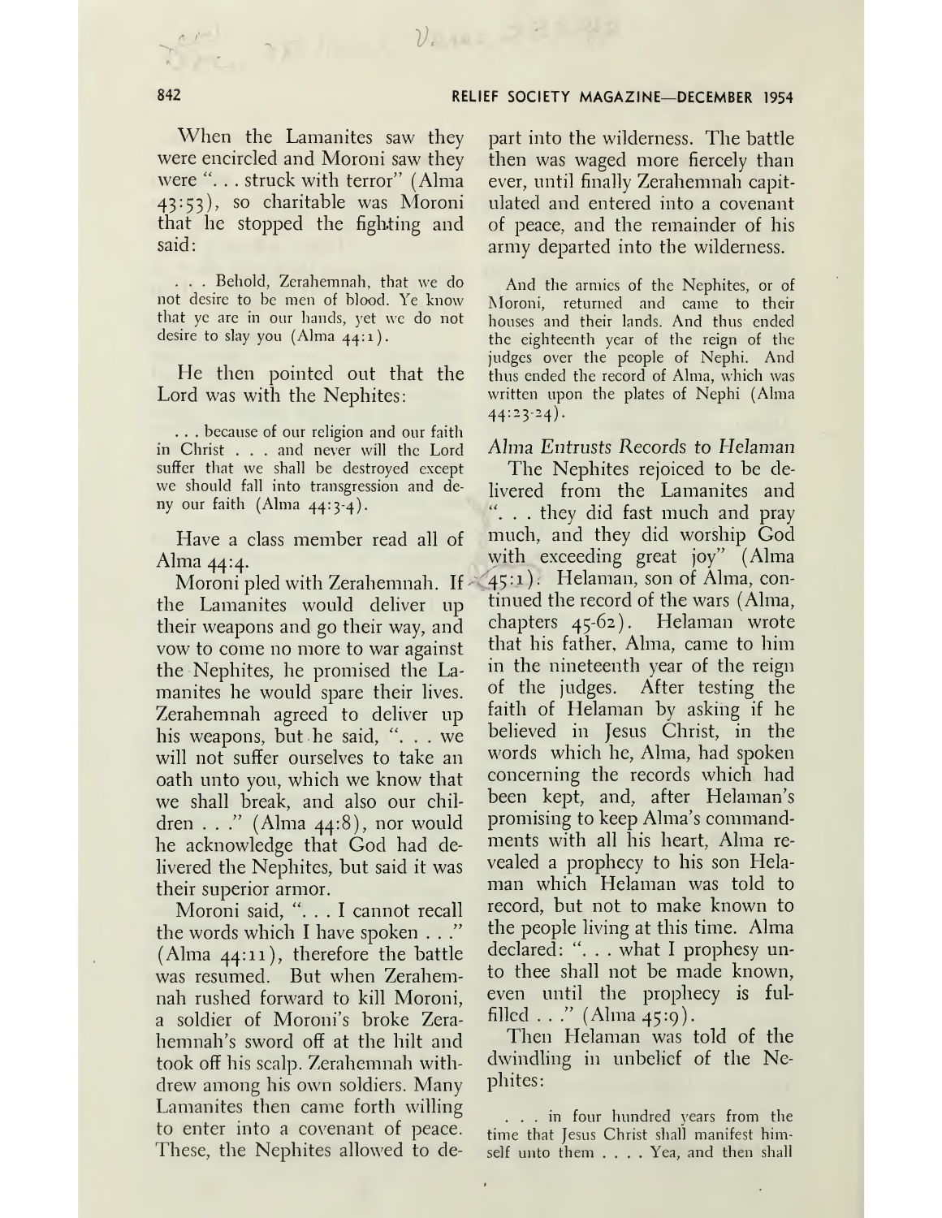When the Lamanites saw they were encircled and Moroni saw they were ". . . struck with terror" (Alma 43:53), so charitable was Moroni that he stopped the fighting and said:

> . . . Behold, Zerahemnah, that we do not desire to be men of blood. Ye know that ye are in our hands, yet we do not desire to slay you (Alma 44:1).

He then pointed out that the Lord was with the Nephites:

> . . . because of our religion and our faith in Christ . . . and never will the Lord suffer that we shall be destroyed except we should fall into transgression and deny our faith (Alma 44:3-4).

Have a class member read all of Alma 44:4.

Moroni pled with Zerahemnah. If the Lamanites would deliver up their weapons and go their way, and vow to come no more to war against the Nephites, he promised the Lamanites he would spare their lives. Zerahemnah agreed to deliver up his weapons, but he said, ". . . we will not suffer ourselves to take an oath unto you, which we know that we shall break, and also our children . . ." (Alma 44:8), nor would he acknowledge that God had delivered the Nephites, but said it was their superior armor.

Moroni said, ". . . I cannot recall the words which I have spoken . . ." (Alma 44:11), therefore the battle was resumed. But when Zerahemnah rushed forward to kill Moroni, a soldier of Moroni's broke Zerahemnah's sword off at the hilt and took off his scalp. Zerahemnah withdrew among his own soldiers. Many Lamanites then came forth willing to enter into a covenant of peace. These, the Nephites allowed to depart into the wilderness. The battle then was waged more fiercely than ever, until finally Zerahemnah capitulated and entered into a covenant of peace, and the remainder of his army departed into the wilderness.

> And the armies of the Nephites, or of Moroni, returned and came to their houses and their lands. And thus ended the eighteenth year of the reign of the judges over the people of Nephi. And thus ended the record of Alma, which was written upon the plates of Nephi (Alma 44:23-24).

*Alma Entrusts Records to Helaman*

The Nephites rejoiced to be delivered from the Lamanites and ". . . they did fast much and pray much, and they did worship God with exceeding great joy" (Alma 45:1). Helaman, son of Alma, continued the record of the wars (Alma, chapters 45-62). Helaman wrote that his father, Alma, came to him in the nineteenth year of the reign of the judges. After testing the faith of Helaman by asking if he believed in Jesus Christ, in the words which he, Alma, had spoken concerning the records which had been kept, and, after Helaman's promising to keep Alma's commandments with all his heart, Alma revealed a prophecy to his son Helaman which Helaman was told to record, but not to make known to the people living at this time. Alma declared: ". . . what I prophesy unto thee shall not be made known, even until the prophecy is fulfilled . . ." (Alma 45:9).

Then Helaman was told of the dwindling in unbelief of the Nephites:

> . . . in four hundred years from the time that Jesus Christ shall manifest himself unto them . . . . Yea, and then shall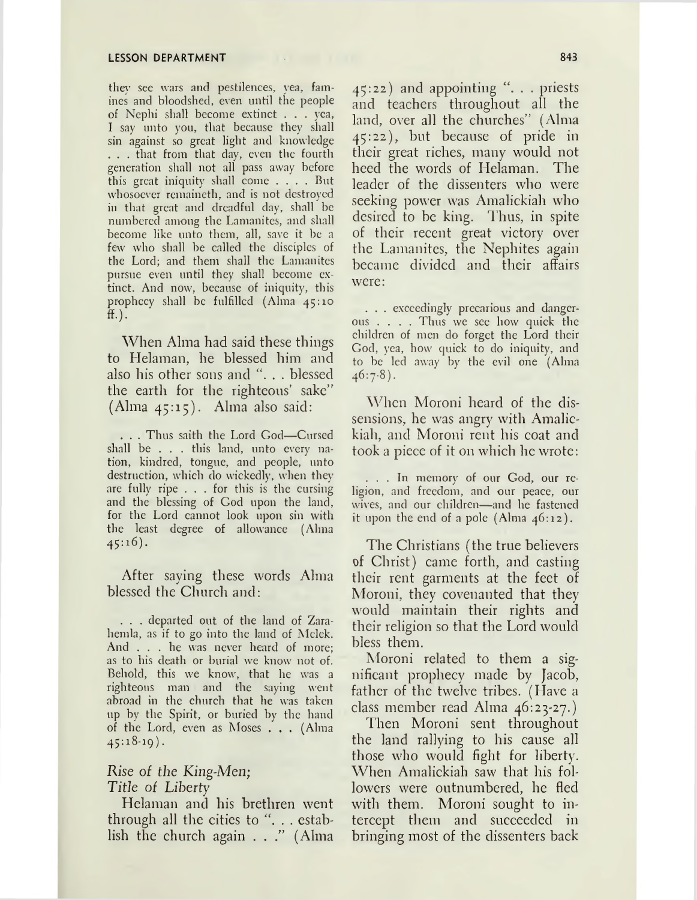they see wars and pestilences, yea, famines and bloodshed, even until the people of Nephi shall become extinct . . . yea, I say unto you, that because they shall sin against so great light and knowledge . . . that from that day, even the fourth generation shall not all pass away before this great iniquity shall come . . . . But whosoever remaineth, and is not destroyed in that great and dreadful day, shall be numbered among the Lamanites, and shall become like unto them, all, save it be a few who shall be called the disciples of the Lord; and them shall the Lamanites pursue even until they shall become extinct. And now, because of iniquity, this prophecy shall be fulfilled (Alma 45:10 ff.).

When Alma had said these things to Helaman, he blessed him and also his other sons and ". . . blessed the earth for the righteous' sake" (Alma 45:15). Alma also said:

> . . . Thus saith the Lord God—Cursed shall be . . . this land, unto every nation, kindred, tongue, and people, unto destruction, which do wickedly, when they are fully ripe . . . for this is the cursing and the blessing of God upon the land, for the Lord cannot look upon sin with the least degree of allowance (Alma 45:16).

After saying these words Alma blessed the Church and:

> . . . departed out of the land of Zarahemla, as if to go into the land of Melek. And . . . he was never heard of more; as to his death or burial we know not of. Behold, this we know, that he was a righteous man and the saying went abroad in the church that he was taken up by the Spirit, or buried by the hand of the Lord, even as Moses . . . (Alma 45:18-19).

*Rise of the King-Men; Title of Liberty*

Helaman and his brethren went through all the cities to ". . . establish the church again . . ." (Alma 45:22) and appointing ". . . priests and teachers throughout all the land, over all the churches" (Alma 45:22), but because of pride in their great riches, many would not heed the words of Helaman. The leader of the dissenters who were seeking power was Amalickiah who desired to be king. Thus, in spite of their recent great victory over the Lamanites, the Nephites again became divided and their affairs were:

> . . . exceedingly precarious and dangerous . . . . Thus we see how quick the children of men do forget the Lord their God, yea, how quick to do iniquity, and to be led away by the evil one (Alma 46:7-8).

When Moroni heard of the dissensions, he was angry with Amalickiah, and Moroni rent his coat and took a piece of it on which he wrote:

> . . . In memory of our God, our religion, and freedom, and our peace, our wives, and our children—and he fastened it upon the end of a pole (Alma 46:12).

The Christians (the true believers of Christ) came forth, and casting their rent garments at the feet of Moroni, they covenanted that they would maintain their rights and their religion so that the Lord would bless them.

Moroni related to them a significant prophecy made by Jacob, father of the twelve tribes. (Have a class member read Alma 46:23-27.)

Then Moroni sent throughout the land rallying to his cause all those who would fight for liberty. When Amalickiah saw that his followers were outnumbered, he fled with them. Moroni sought to intercept them and succeeded in bringing most of the dissenters back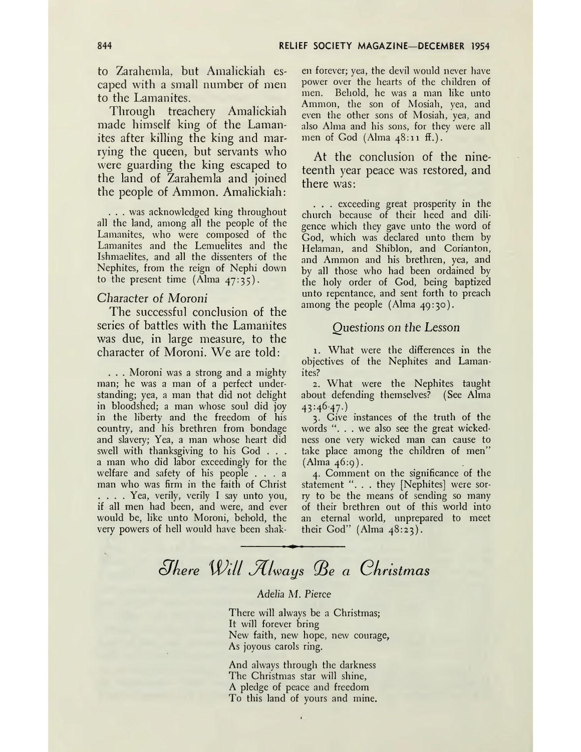to Zarahemla, but Amalickiah escaped with a small number of men to the Lamanites.

Through treachery Amalickiah made himself king of the Lamanites after killing the king and marrying the queen, but servants who were guarding the king escaped to the land of Zarahemla and joined the people of Ammon. Amalickiah:

> . . . was acknowledged king throughout all the land, among all the people of the Lamanites, who were composed of the Lamanites and the Lemuelites and the Ishmaelites, and all the dissenters of the Nephites, from the reign of Nephi down to the present time (Alma 47:35).

*Character of Moroni*

The successful conclusion of the series of battles with the Lamanites was due, in large measure, to the character of Moroni. We are told:

> . . . Moroni was a strong and a mighty man; he was a man of a perfect understanding; yea, a man that did not delight in bloodshed; a man whose soul did joy in the liberty and the freedom of his country, and his brethren from bondage and slavery; Yea, a man whose heart did swell with thanksgiving to his God . . . a man who did labor exceedingly for the welfare and safety of his people . . . a man who was firm in the faith of Christ . . . . Yea, verily, verily I say unto you, if all men had been, and were, and ever would be, like unto Moroni, behold, the very powers of hell would have been shaken forever; yea, the devil would never have power over the hearts of the children of men. Behold, he was a man like unto Ammon, the son of Mosiah, yea, and even the other sons of Mosiah, yea, and also Alma and his sons, for they were all men of God (Alma 48:11 ff.).

At the conclusion of the nineteenth year peace was restored, and there was:

> . . . exceeding great prosperity in the church because of their heed and diligence which they gave unto the word of God, which was declared unto them by Helaman, and Shiblon, and Corianton, and Ammon and his brethren, yea, and by all those who had been ordained by the holy order of God, being baptized unto repentance, and sent forth to preach among the people (Alma 49:30).

*Questions on the Lesson*

1. What were the differences in the objectives of the Nephites and Lamanites?

2. What were the Nephites taught about defending themselves? (See Alma 43:46-47.)

3. Give instances of the truth of the words ". . . we also see the great wickedness one very wicked man can cause to take place among the children of men" (Alma 46:9).

4. Comment on the significance of the statement ". . . they [Nephites] were sorry to be the means of sending so many of their brethren out of this world into an eternal world, unprepared to meet their God" (Alma 48:23).

---

## *There Will Always Be a Christmas*

*Adelia M. Pierce*

There will always be a Christmas;
It will forever bring
New faith, new hope, new courage,
As joyous carols ring.

And always through the darkness
The Christmas star will shine,
A pledge of peace and freedom
To this land of yours and mine.